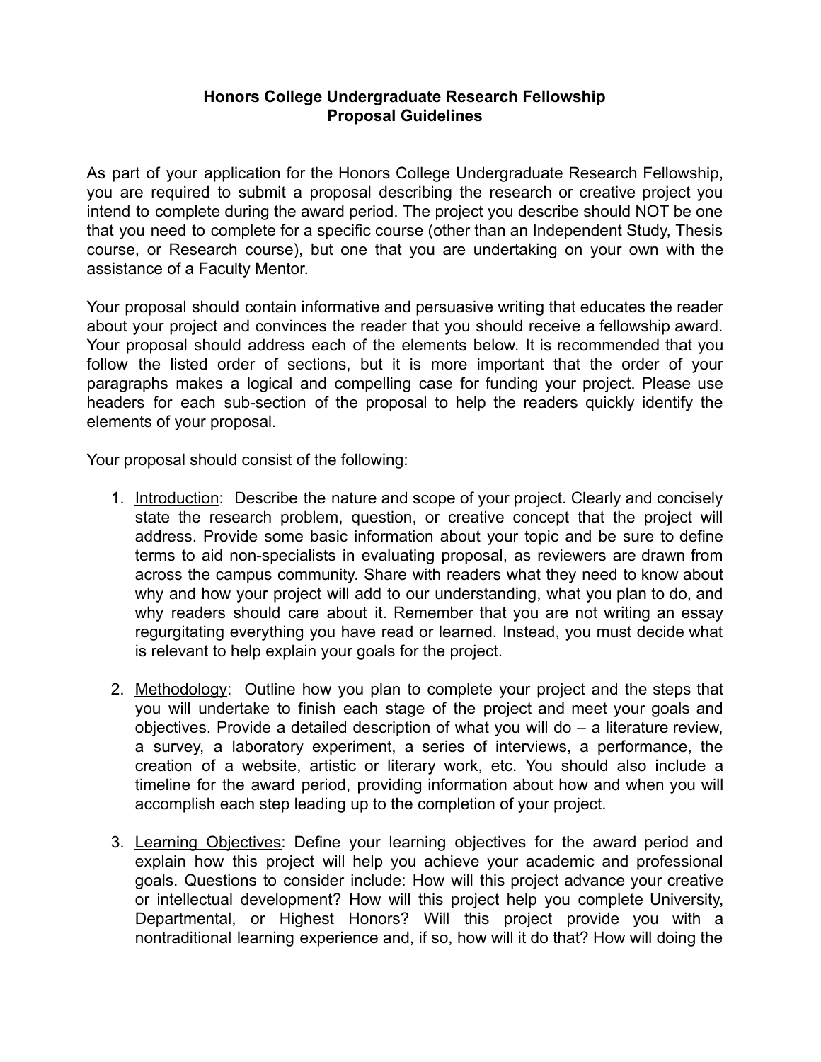# Honors College Undergraduate Research Fellowship
## Proposal Guidelines

As part of your application for the Honors College Undergraduate Research Fellowship, you are required to submit a proposal describing the research or creative project you intend to complete during the award period. The project you describe should NOT be one that you need to complete for a specific course (other than an Independent Study, Thesis course, or Research course), but one that you are undertaking on your own with the assistance of a Faculty Mentor.

Your proposal should contain informative and persuasive writing that educates the reader about your project and convinces the reader that you should receive a fellowship award. Your proposal should address each of the elements below. It is recommended that you follow the listed order of sections, but it is more important that the order of your paragraphs makes a logical and compelling case for funding your project. Please use headers for each sub-section of the proposal to help the readers quickly identify the elements of your proposal.

Your proposal should consist of the following:

1. <u>Introduction</u>: Describe the nature and scope of your project. Clearly and concisely state the research problem, question, or creative concept that the project will address. Provide some basic information about your topic and be sure to define terms to aid non-specialists in evaluating proposal, as reviewers are drawn from across the campus community. Share with readers what they need to know about why and how your project will add to our understanding, what you plan to do, and why readers should care about it. Remember that you are not writing an essay regurgitating everything you have read or learned. Instead, you must decide what is relevant to help explain your goals for the project.

2. <u>Methodology</u>: Outline how you plan to complete your project and the steps that you will undertake to finish each stage of the project and meet your goals and objectives. Provide a detailed description of what you will do – a literature review, a survey, a laboratory experiment, a series of interviews, a performance, the creation of a website, artistic or literary work, etc. You should also include a timeline for the award period, providing information about how and when you will accomplish each step leading up to the completion of your project.

3. <u>Learning Objectives</u>: Define your learning objectives for the award period and explain how this project will help you achieve your academic and professional goals. Questions to consider include: How will this project advance your creative or intellectual development? How will this project help you complete University, Departmental, or Highest Honors? Will this project provide you with a nontraditional learning experience and, if so, how will it do that? How will doing the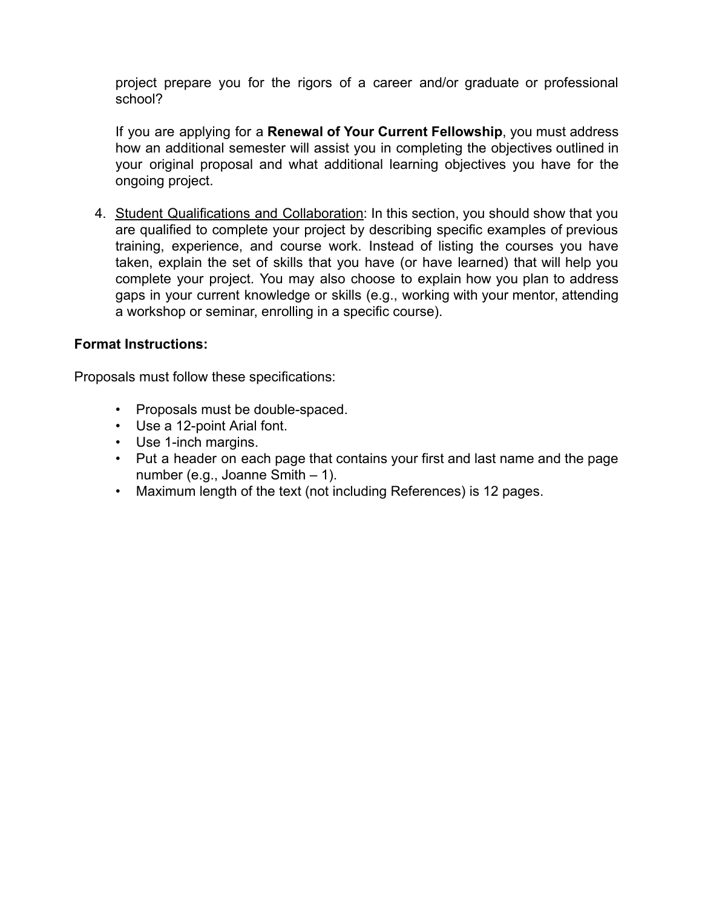project prepare you for the rigors of a career and/or graduate or professional school?

If you are applying for a **Renewal of Your Current Fellowship**, you must address how an additional semester will assist you in completing the objectives outlined in your original proposal and what additional learning objectives you have for the ongoing project.

4. Student Qualifications and Collaboration: In this section, you should show that you are qualified to complete your project by describing specific examples of previous training, experience, and course work. Instead of listing the courses you have taken, explain the set of skills that you have (or have learned) that will help you complete your project. You may also choose to explain how you plan to address gaps in your current knowledge or skills (e.g., working with your mentor, attending a workshop or seminar, enrolling in a specific course).

**Format Instructions:**

Proposals must follow these specifications:

- Proposals must be double-spaced.
- Use a 12-point Arial font.
- Use 1-inch margins.
- Put a header on each page that contains your first and last name and the page number (e.g., Joanne Smith – 1).
- Maximum length of the text (not including References) is 12 pages.